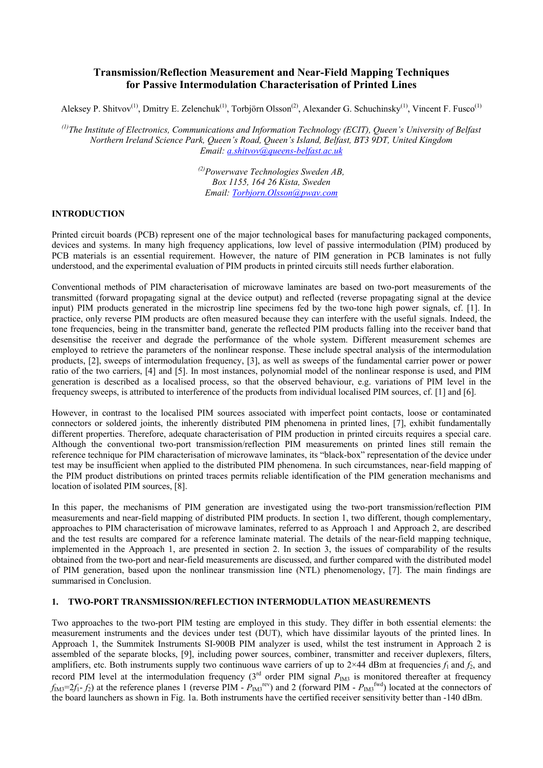# Transmission/Reflection Measurement and Near-Field Mapping Techniques for Passive Intermodulation Characterisation of Printed Lines

Aleksey P. Shitvov[(1)], Dmitry E. Zelenchuk[(1)], Torbjörn Olsson[(2)], Alexander G. Schuchinsky[(1)], Vincent F. Fusco[(1)]

*[(1)] The Institute of Electronics, Communications and Information Technology (ECIT), Queen's University of Belfast Northern Ireland Science Park, Queen's Road, Queen's Island, Belfast, BT3 9DT, United Kingdom Email: a.shitvov@queens-belfast.ac.uk*

*[(2)] Powerwave Technologies Sweden AB, Box 1155, 164 26 Kista, Sweden Email: Torbjorn.Olsson@pwav.com*

## INTRODUCTION

Printed circuit boards (PCB) represent one of the major technological bases for manufacturing packaged components, devices and systems. In many high frequency applications, low level of passive intermodulation (PIM) produced by PCB materials is an essential requirement. However, the nature of PIM generation in PCB laminates is not fully understood, and the experimental evaluation of PIM products in printed circuits still needs further elaboration.

Conventional methods of PIM characterisation of microwave laminates are based on two-port measurements of the transmitted (forward propagating signal at the device output) and reflected (reverse propagating signal at the device input) PIM products generated in the microstrip line specimens fed by the two-tone high power signals, cf. [1]. In practice, only reverse PIM products are often measured because they can interfere with the useful signals. Indeed, the tone frequencies, being in the transmitter band, generate the reflected PIM products falling into the receiver band that desensitise the receiver and degrade the performance of the whole system. Different measurement schemes are employed to retrieve the parameters of the nonlinear response. These include spectral analysis of the intermodulation products, [2], sweeps of intermodulation frequency, [3], as well as sweeps of the fundamental carrier power or power ratio of the two carriers, [4] and [5]. In most instances, polynomial model of the nonlinear response is used, and PIM generation is described as a localised process, so that the observed behaviour, e.g. variations of PIM level in the frequency sweeps, is attributed to interference of the products from individual localised PIM sources, cf. [1] and [6].

However, in contrast to the localised PIM sources associated with imperfect point contacts, loose or contaminated connectors or soldered joints, the inherently distributed PIM phenomena in printed lines, [7], exhibit fundamentally different properties. Therefore, adequate characterisation of PIM production in printed circuits requires a special care. Although the conventional two-port transmission/reflection PIM measurements on printed lines still remain the reference technique for PIM characterisation of microwave laminates, its "black-box" representation of the device under test may be insufficient when applied to the distributed PIM phenomena. In such circumstances, near-field mapping of the PIM product distributions on printed traces permits reliable identification of the PIM generation mechanisms and location of isolated PIM sources, [8].

In this paper, the mechanisms of PIM generation are investigated using the two-port transmission/reflection PIM measurements and near-field mapping of distributed PIM products. In section 1, two different, though complementary, approaches to PIM characterisation of microwave laminates, referred to as Approach 1 and Approach 2, are described and the test results are compared for a reference laminate material. The details of the near-field mapping technique, implemented in the Approach 1, are presented in section 2. In section 3, the issues of comparability of the results obtained from the two-port and near-field measurements are discussed, and further compared with the distributed model of PIM generation, based upon the nonlinear transmission line (NTL) phenomenology, [7]. The main findings are summarised in Conclusion.

## 1. TWO-PORT TRANSMISSION/REFLECTION INTERMODULATION MEASUREMENTS

Two approaches to the two-port PIM testing are employed in this study. They differ in both essential elements: the measurement instruments and the devices under test (DUT), which have dissimilar layouts of the printed lines. In Approach 1, the Summitek Instruments SI-900B PIM analyzer is used, whilst the test instrument in Approach 2 is assembled of the separate blocks, [9], including power sources, combiner, transmitter and receiver duplexers, filters, amplifiers, etc. Both instruments supply two continuous wave carriers of up to 2×44 dBm at frequencies $f_1$ and $f_2$, and record PIM level at the intermodulation frequency (3[rd] order PIM signal $P_{IM3}$ is monitored thereafter at frequency $f_{IM3}=2f_1- f_2$) at the reference planes 1 (reverse PIM - $P_{IM3}^{rev}$) and 2 (forward PIM - $P_{IM3}^{fwd}$) located at the connectors of the board launchers as shown in Fig. 1a. Both instruments have the certified receiver sensitivity better than -140 dBm.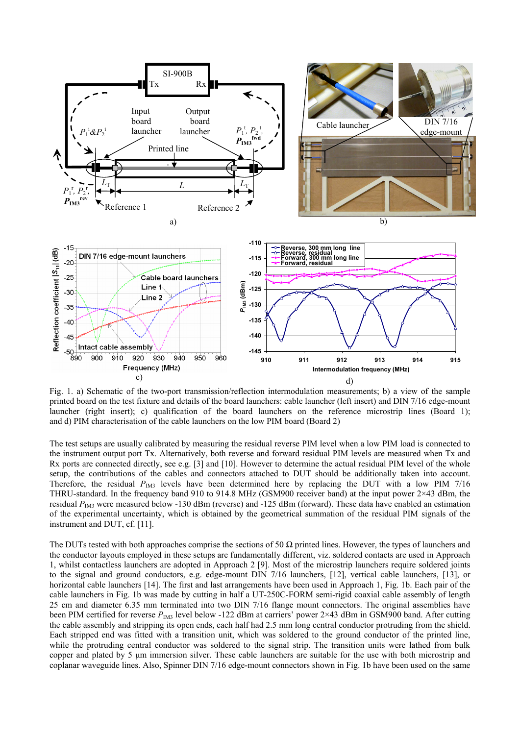Fig. 1. a) Schematic of the two-port transmission/reflection intermodulation measurements; b) a view of the sample printed board on the test fixture and details of the board launchers: cable launcher (left insert) and DIN 7/16 edge-mount launcher (right insert); c) qualification of the board launchers on the reference microstrip lines (Board 1); and d) PIM characterisation of the cable launchers on the low PIM board (Board 2)

The test setups are usually calibrated by measuring the residual reverse PIM level when a low PIM load is connected to the instrument output port Tx. Alternatively, both reverse and forward residual PIM levels are measured when Tx and Rx ports are connected directly, see e.g. [3] and [10]. However to determine the actual residual PIM level of the whole setup, the contributions of the cables and connectors attached to DUT should be additionally taken into account. Therefore, the residual $P_{IM3}$ levels have been determined here by replacing the DUT with a low PIM 7/16 THRU-standard. In the frequency band 910 to 914.8 MHz (GSM900 receiver band) at the input power 2×43 dBm, the residual $P_{IM3}$ were measured below -130 dBm (reverse) and -125 dBm (forward). These data have enabled an estimation of the experimental uncertainty, which is obtained by the geometrical summation of the residual PIM signals of the instrument and DUT, cf. [11].

The DUTs tested with both approaches comprise the sections of 50 Ω printed lines. However, the types of launchers and the conductor layouts employed in these setups are fundamentally different, viz. soldered contacts are used in Approach 1, whilst contactless launchers are adopted in Approach 2 [9]. Most of the microstrip launchers require soldered joints to the signal and ground conductors, e.g. edge-mount DIN 7/16 launchers, [12], vertical cable launchers, [13], or horizontal cable launchers [14]. The first and last arrangements have been used in Approach 1, Fig. 1b. Each pair of the cable launchers in Fig. 1b was made by cutting in half a UT-250C-FORM semi-rigid coaxial cable assembly of length 25 cm and diameter 6.35 mm terminated into two DIN 7/16 flange mount connectors. The original assemblies have been PIM certified for reverse $P_{IM3}$ level below -122 dBm at carriers' power 2×43 dBm in GSM900 band. After cutting the cable assembly and stripping its open ends, each half had 2.5 mm long central conductor protruding from the shield. Each stripped end was fitted with a transition unit, which was soldered to the ground conductor of the printed line, while the protruding central conductor was soldered to the signal strip. The transition units were lathed from bulk copper and plated by 5 µm immersion silver. These cable launchers are suitable for the use with both microstrip and coplanar waveguide lines. Also, Spinner DIN 7/16 edge-mount connectors shown in Fig. 1b have been used on the same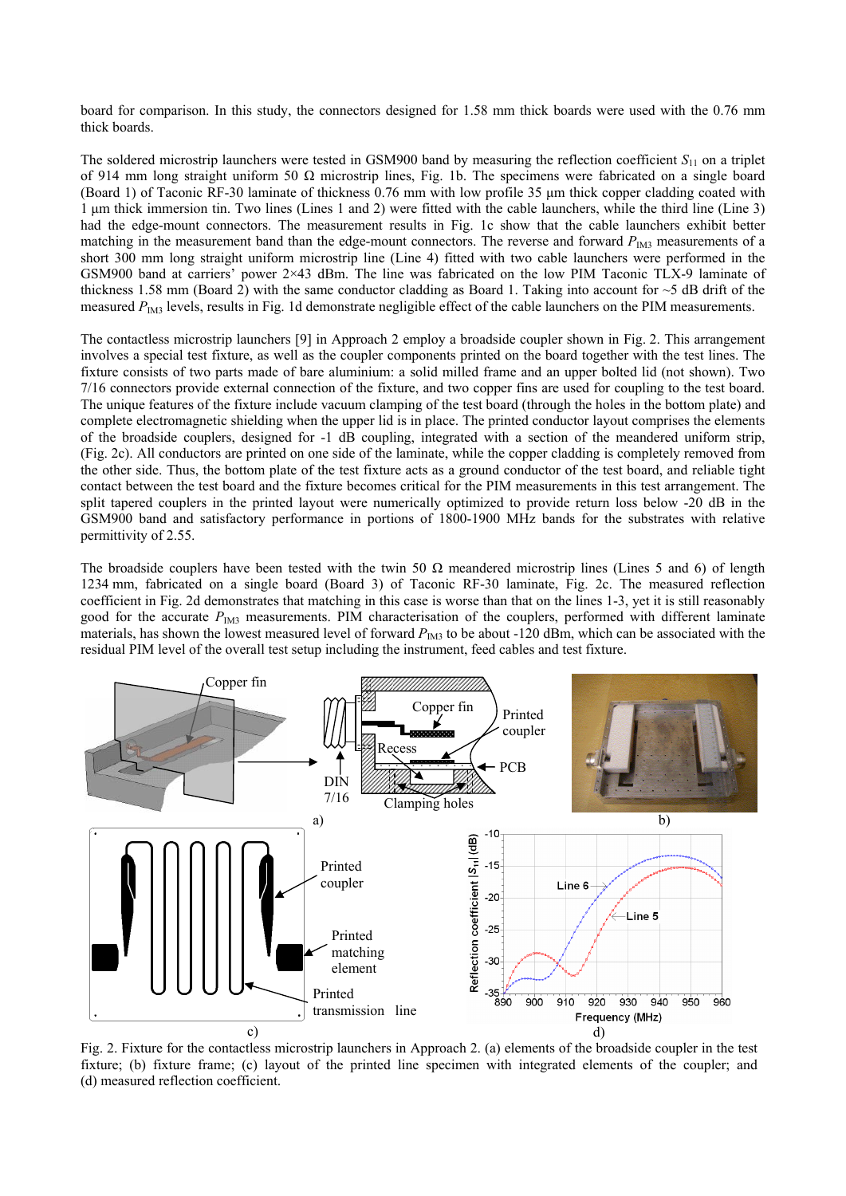board for comparison. In this study, the connectors designed for 1.58 mm thick boards were used with the 0.76 mm thick boards.

The soldered microstrip launchers were tested in GSM900 band by measuring the reflection coefficient $S_{11}$ on a triplet of 914 mm long straight uniform 50 Ω microstrip lines, Fig. 1b. The specimens were fabricated on a single board (Board 1) of Taconic RF-30 laminate of thickness 0.76 mm with low profile 35 µm thick copper cladding coated with 1 µm thick immersion tin. Two lines (Lines 1 and 2) were fitted with the cable launchers, while the third line (Line 3) had the edge-mount connectors. The measurement results in Fig. 1c show that the cable launchers exhibit better matching in the measurement band than the edge-mount connectors. The reverse and forward $P_{IM3}$ measurements of a short 300 mm long straight uniform microstrip line (Line 4) fitted with two cable launchers were performed in the GSM900 band at carriers' power 2×43 dBm. The line was fabricated on the low PIM Taconic TLX-9 laminate of thickness 1.58 mm (Board 2) with the same conductor cladding as Board 1. Taking into account for ~5 dB drift of the measured $P_{IM3}$ levels, results in Fig. 1d demonstrate negligible effect of the cable launchers on the PIM measurements.

The contactless microstrip launchers [9] in Approach 2 employ a broadside coupler shown in Fig. 2. This arrangement involves a special test fixture, as well as the coupler components printed on the board together with the test lines. The fixture consists of two parts made of bare aluminium: a solid milled frame and an upper bolted lid (not shown). Two 7/16 connectors provide external connection of the fixture, and two copper fins are used for coupling to the test board. The unique features of the fixture include vacuum clamping of the test board (through the holes in the bottom plate) and complete electromagnetic shielding when the upper lid is in place. The printed conductor layout comprises the elements of the broadside couplers, designed for -1 dB coupling, integrated with a section of the meandered uniform strip, (Fig. 2c). All conductors are printed on one side of the laminate, while the copper cladding is completely removed from the other side. Thus, the bottom plate of the test fixture acts as a ground conductor of the test board, and reliable tight contact between the test board and the fixture becomes critical for the PIM measurements in this test arrangement. The split tapered couplers in the printed layout were numerically optimized to provide return loss below -20 dB in the GSM900 band and satisfactory performance in portions of 1800-1900 MHz bands for the substrates with relative permittivity of 2.55.

The broadside couplers have been tested with the twin 50 Ω meandered microstrip lines (Lines 5 and 6) of length 1234 mm, fabricated on a single board (Board 3) of Taconic RF-30 laminate, Fig. 2c. The measured reflection coefficient in Fig. 2d demonstrates that matching in this case is worse than that on the lines 1-3, yet it is still reasonably good for the accurate $P_{IM3}$ measurements. PIM characterisation of the couplers, performed with different laminate materials, has shown the lowest measured level of forward $P_{IM3}$ to be about -120 dBm, which can be associated with the residual PIM level of the overall test setup including the instrument, feed cables and test fixture.

Fig. 2. Fixture for the contactless microstrip launchers in Approach 2. (a) elements of the broadside coupler in the test fixture; (b) fixture frame; (c) layout of the printed line specimen with integrated elements of the coupler; and (d) measured reflection coefficient.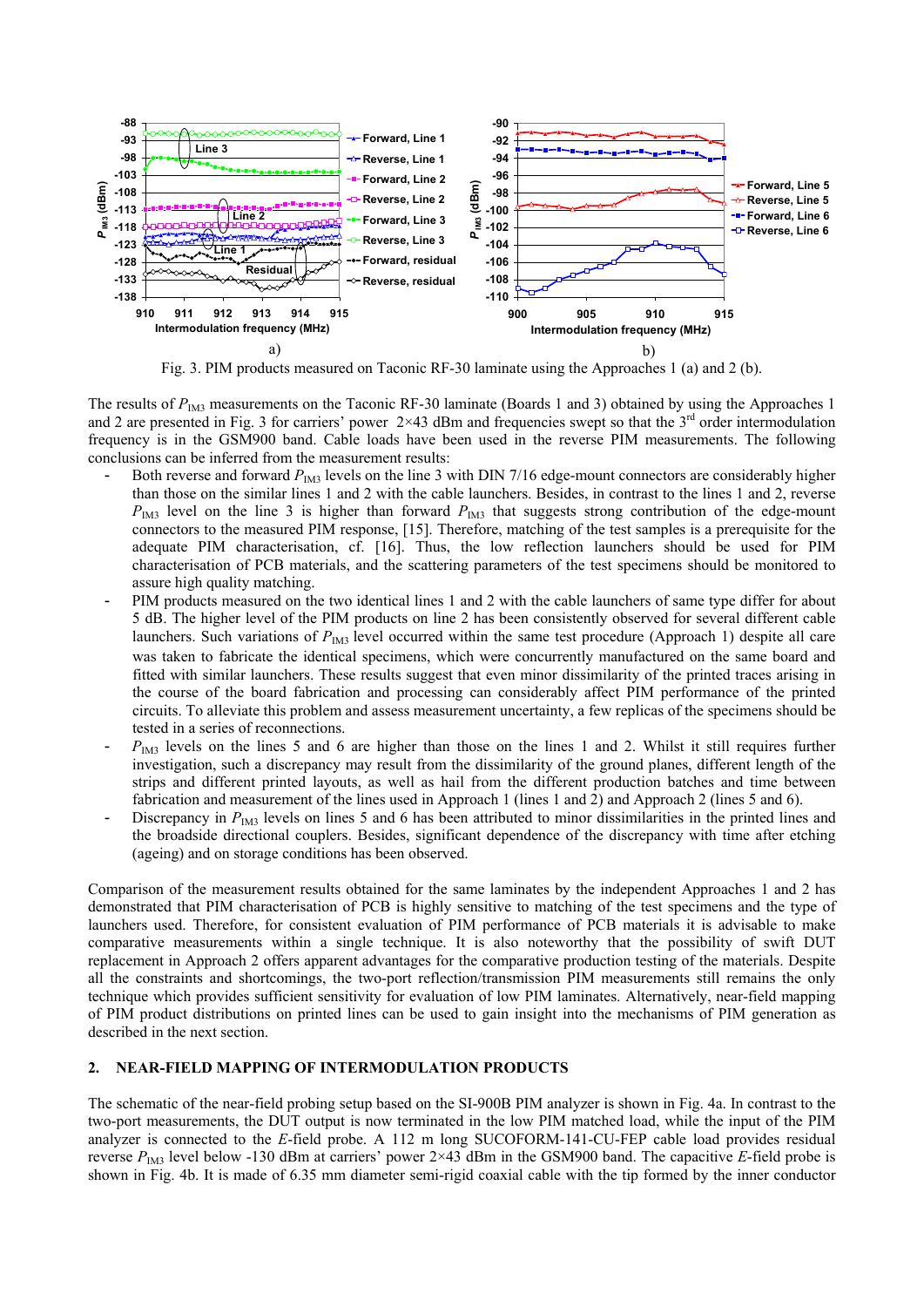Fig. 3. PIM products measured on Taconic RF-30 laminate using the Approaches 1 (a) and 2 (b).

The results of $P_{IM3}$ measurements on the Taconic RF-30 laminate (Boards 1 and 3) obtained by using the Approaches 1 and 2 are presented in Fig. 3 for carriers' power 2×43 dBm and frequencies swept so that the 3rd order intermodulation frequency is in the GSM900 band. Cable loads have been used in the reverse PIM measurements. The following conclusions can be inferred from the measurement results:

- Both reverse and forward $P_{IM3}$ levels on the line 3 with DIN 7/16 edge-mount connectors are considerably higher than those on the similar lines 1 and 2 with the cable launchers. Besides, in contrast to the lines 1 and 2, reverse $P_{IM3}$ level on the line 3 is higher than forward $P_{IM3}$ that suggests strong contribution of the edge-mount connectors to the measured PIM response, [15]. Therefore, matching of the test samples is a prerequisite for the adequate PIM characterisation, cf. [16]. Thus, the low reflection launchers should be used for PIM characterisation of PCB materials, and the scattering parameters of the test specimens should be monitored to assure high quality matching.
- PIM products measured on the two identical lines 1 and 2 with the cable launchers of same type differ for about 5 dB. The higher level of the PIM products on line 2 has been consistently observed for several different cable launchers. Such variations of $P_{IM3}$ level occurred within the same test procedure (Approach 1) despite all care was taken to fabricate the identical specimens, which were concurrently manufactured on the same board and fitted with similar launchers. These results suggest that even minor dissimilarity of the printed traces arising in the course of the board fabrication and processing can considerably affect PIM performance of the printed circuits. To alleviate this problem and assess measurement uncertainty, a few replicas of the specimens should be tested in a series of reconnections.
- $P_{IM3}$ levels on the lines 5 and 6 are higher than those on the lines 1 and 2. Whilst it still requires further investigation, such a discrepancy may result from the dissimilarity of the ground planes, different length of the strips and different printed layouts, as well as hail from the different production batches and time between fabrication and measurement of the lines used in Approach 1 (lines 1 and 2) and Approach 2 (lines 5 and 6).
- Discrepancy in $P_{IM3}$ levels on lines 5 and 6 has been attributed to minor dissimilarities in the printed lines and the broadside directional couplers. Besides, significant dependence of the discrepancy with time after etching (ageing) and on storage conditions has been observed.

Comparison of the measurement results obtained for the same laminates by the independent Approaches 1 and 2 has demonstrated that PIM characterisation of PCB is highly sensitive to matching of the test specimens and the type of launchers used. Therefore, for consistent evaluation of PIM performance of PCB materials it is advisable to make comparative measurements within a single technique. It is also noteworthy that the possibility of swift DUT replacement in Approach 2 offers apparent advantages for the comparative production testing of the materials. Despite all the constraints and shortcomings, the two-port reflection/transmission PIM measurements still remains the only technique which provides sufficient sensitivity for evaluation of low PIM laminates. Alternatively, near-field mapping of PIM product distributions on printed lines can be used to gain insight into the mechanisms of PIM generation as described in the next section.

## 2. NEAR-FIELD MAPPING OF INTERMODULATION PRODUCTS

The schematic of the near-field probing setup based on the SI-900B PIM analyzer is shown in Fig. 4a. In contrast to the two-port measurements, the DUT output is now terminated in the low PIM matched load, while the input of the PIM analyzer is connected to the *E*-field probe. A 112 m long SUCOFORM-141-CU-FEP cable load provides residual reverse $P_{IM3}$ level below -130 dBm at carriers' power 2×43 dBm in the GSM900 band. The capacitive *E*-field probe is shown in Fig. 4b. It is made of 6.35 mm diameter semi-rigid coaxial cable with the tip formed by the inner conductor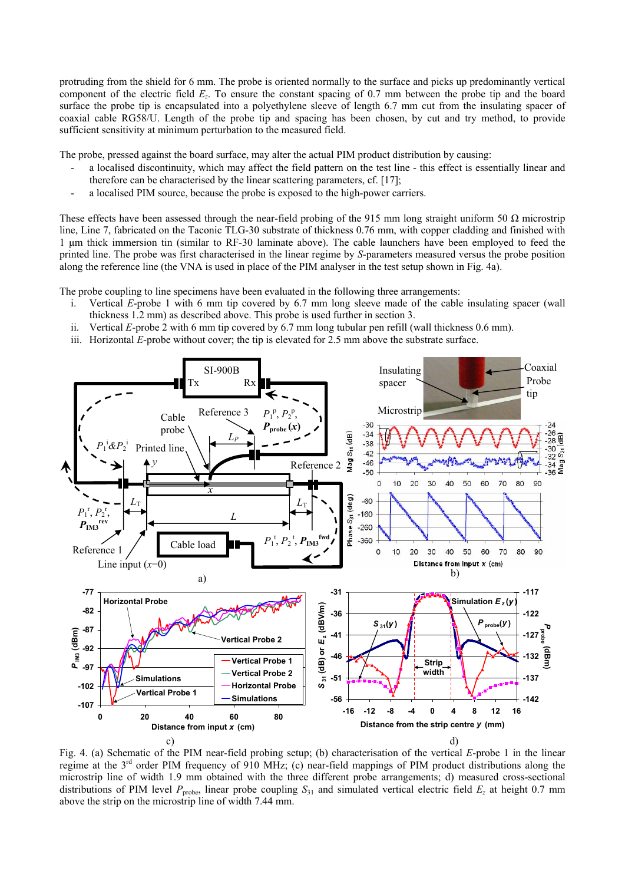protruding from the shield for 6 mm. The probe is oriented normally to the surface and picks up predominantly vertical component of the electric field $E_z$. To ensure the constant spacing of 0.7 mm between the probe tip and the board surface the probe tip is encapsulated into a polyethylene sleeve of length 6.7 mm cut from the insulating spacer of coaxial cable RG58/U. Length of the probe tip and spacing has been chosen, by cut and try method, to provide sufficient sensitivity at minimum perturbation to the measured field.

The probe, pressed against the board surface, may alter the actual PIM product distribution by causing:

- a localised discontinuity, which may affect the field pattern on the test line - this effect is essentially linear and therefore can be characterised by the linear scattering parameters, cf. [17];
- a localised PIM source, because the probe is exposed to the high-power carriers.

These effects have been assessed through the near-field probing of the 915 mm long straight uniform 50 Ω microstrip line, Line 7, fabricated on the Taconic TLG-30 substrate of thickness 0.76 mm, with copper cladding and finished with 1 µm thick immersion tin (similar to RF-30 laminate above). The cable launchers have been employed to feed the printed line. The probe was first characterised in the linear regime by *S*-parameters measured versus the probe position along the reference line (the VNA is used in place of the PIM analyser in the test setup shown in Fig. 4a).

The probe coupling to line specimens have been evaluated in the following three arrangements:

i. Vertical *E*-probe 1 with 6 mm tip covered by 6.7 mm long sleeve made of the cable insulating spacer (wall thickness 1.2 mm) as described above. This probe is used further in section 3.
ii. Vertical *E*-probe 2 with 6 mm tip covered by 6.7 mm long tubular pen refill (wall thickness 0.6 mm).
iii. Horizontal *E*-probe without cover; the tip is elevated for 2.5 mm above the substrate surface.

Fig. 4. (a) Schematic of the PIM near-field probing setup; (b) characterisation of the vertical *E*-probe 1 in the linear regime at the 3[rd] order PIM frequency of 910 MHz; (c) near-field mappings of PIM product distributions along the microstrip line of width 1.9 mm obtained with the three different probe arrangements; d) measured cross-sectional distributions of PIM level $P_{probe}$, linear probe coupling $S_{31}$ and simulated vertical electric field $E_z$ at height 0.7 mm above the strip on the microstrip line of width 7.44 mm.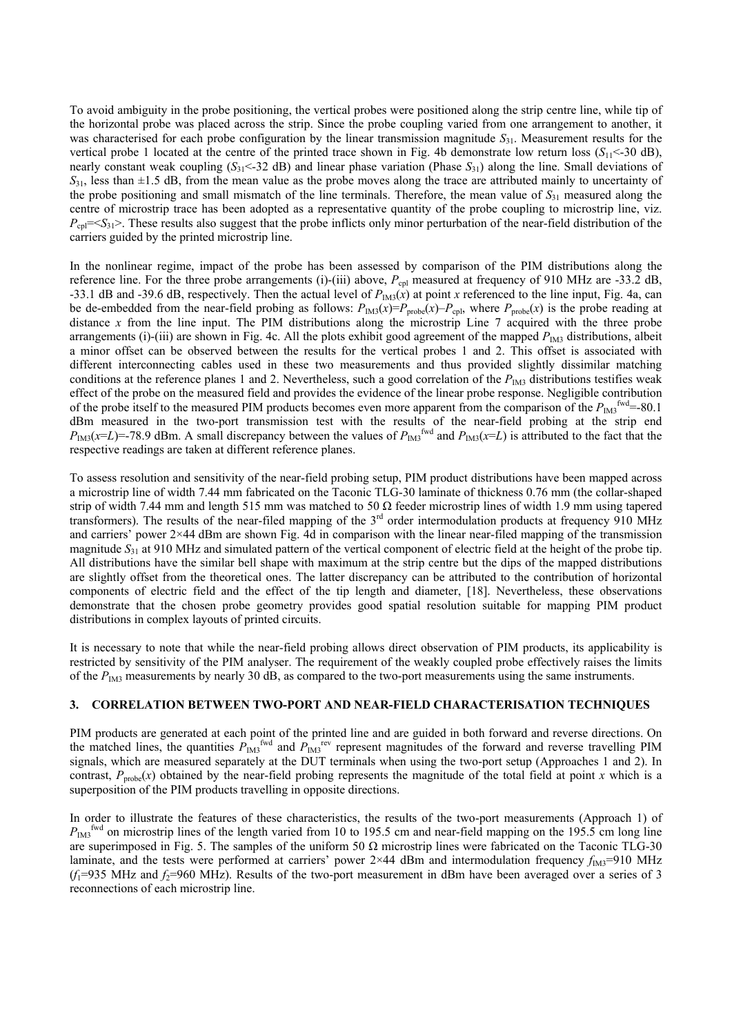To avoid ambiguity in the probe positioning, the vertical probes were positioned along the strip centre line, while tip of the horizontal probe was placed across the strip. Since the probe coupling varied from one arrangement to another, it was characterised for each probe configuration by the linear transmission magnitude $S_{31}$. Measurement results for the vertical probe 1 located at the centre of the printed trace shown in Fig. 4b demonstrate low return loss ($S_{11}$<-30 dB), nearly constant weak coupling ($S_{31}$<-32 dB) and linear phase variation (Phase $S_{31}$) along the line. Small deviations of $S_{31}$, less than ±1.5 dB, from the mean value as the probe moves along the trace are attributed mainly to uncertainty of the probe positioning and small mismatch of the line terminals. Therefore, the mean value of $S_{31}$ measured along the centre of microstrip trace has been adopted as a representative quantity of the probe coupling to microstrip line, viz. $P_{cpl}=<S_{31}>$. These results also suggest that the probe inflicts only minor perturbation of the near-field distribution of the carriers guided by the printed microstrip line.

In the nonlinear regime, impact of the probe has been assessed by comparison of the PIM distributions along the reference line. For the three probe arrangements (i)-(iii) above, $P_{cpl}$ measured at frequency of 910 MHz are -33.2 dB, -33.1 dB and -39.6 dB, respectively. Then the actual level of $P_{IM3}(x)$ at point $x$ referenced to the line input, Fig. 4a, can be de-embedded from the near-field probing as follows: $P_{IM3}(x)=P_{probe}(x)–P_{cpl}$, where $P_{probe}(x)$ is the probe reading at distance $x$ from the line input. The PIM distributions along the microstrip Line 7 acquired with the three probe arrangements (i)-(iii) are shown in Fig. 4c. All the plots exhibit good agreement of the mapped $P_{IM3}$ distributions, albeit a minor offset can be observed between the results for the vertical probes 1 and 2. This offset is associated with different interconnecting cables used in these two measurements and thus provided slightly dissimilar matching conditions at the reference planes 1 and 2. Nevertheless, such a good correlation of the $P_{IM3}$ distributions testifies weak effect of the probe on the measured field and provides the evidence of the linear probe response. Negligible contribution of the probe itself to the measured PIM products becomes even more apparent from the comparison of the $P_{IM3}^{fwd}$=-80.1 dBm measured in the two-port transmission test with the results of the near-field probing at the strip end $P_{IM3}(x=L)$=-78.9 dBm. A small discrepancy between the values of $P_{IM3}^{fwd}$ and $P_{IM3}(x=L)$ is attributed to the fact that the respective readings are taken at different reference planes.

To assess resolution and sensitivity of the near-field probing setup, PIM product distributions have been mapped across a microstrip line of width 7.44 mm fabricated on the Taconic TLG-30 laminate of thickness 0.76 mm (the collar-shaped strip of width 7.44 mm and length 515 mm was matched to 50 Ω feeder microstrip lines of width 1.9 mm using tapered transformers). The results of the near-filed mapping of the 3rd order intermodulation products at frequency 910 MHz and carriers' power 2×44 dBm are shown Fig. 4d in comparison with the linear near-filed mapping of the transmission magnitude $S_{31}$ at 910 MHz and simulated pattern of the vertical component of electric field at the height of the probe tip. All distributions have the similar bell shape with maximum at the strip centre but the dips of the mapped distributions are slightly offset from the theoretical ones. The latter discrepancy can be attributed to the contribution of horizontal components of electric field and the effect of the tip length and diameter, [18]. Nevertheless, these observations demonstrate that the chosen probe geometry provides good spatial resolution suitable for mapping PIM product distributions in complex layouts of printed circuits.

It is necessary to note that while the near-field probing allows direct observation of PIM products, its applicability is restricted by sensitivity of the PIM analyser. The requirement of the weakly coupled probe effectively raises the limits of the $P_{IM3}$ measurements by nearly 30 dB, as compared to the two-port measurements using the same instruments.

## 3. CORRELATION BETWEEN TWO-PORT AND NEAR-FIELD CHARACTERISATION TECHNIQUES

PIM products are generated at each point of the printed line and are guided in both forward and reverse directions. On the matched lines, the quantities $P_{IM3}^{fwd}$ and $P_{IM3}^{rev}$ represent magnitudes of the forward and reverse travelling PIM signals, which are measured separately at the DUT terminals when using the two-port setup (Approaches 1 and 2). In contrast, $P_{probe}(x)$ obtained by the near-field probing represents the magnitude of the total field at point $x$ which is a superposition of the PIM products travelling in opposite directions.

In order to illustrate the features of these characteristics, the results of the two-port measurements (Approach 1) of $P_{IM3}^{fwd}$ on microstrip lines of the length varied from 10 to 195.5 cm and near-field mapping on the 195.5 cm long line are superimposed in Fig. 5. The samples of the uniform 50 Ω microstrip lines were fabricated on the Taconic TLG-30 laminate, and the tests were performed at carriers' power 2×44 dBm and intermodulation frequency $f_{IM3}$=910 MHz ($f_1$=935 MHz and $f_2$=960 MHz). Results of the two-port measurement in dBm have been averaged over a series of 3 reconnections of each microstrip line.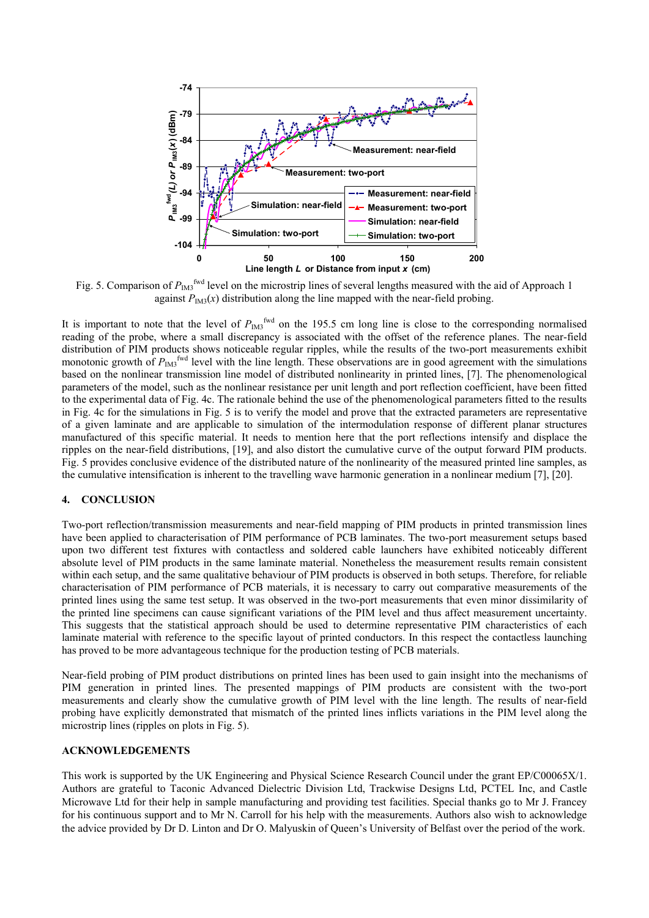Fig. 5. Comparison of $P_{IM3}^{fwd}$ level on the microstrip lines of several lengths measured with the aid of Approach 1 against $P_{IM3}(x)$ distribution along the line mapped with the near-field probing.

It is important to note that the level of $P_{IM3}^{fwd}$ on the 195.5 cm long line is close to the corresponding normalised reading of the probe, where a small discrepancy is associated with the offset of the reference planes. The near-field distribution of PIM products shows noticeable regular ripples, while the results of the two-port measurements exhibit monotonic growth of $P_{IM3}^{fwd}$ level with the line length. These observations are in good agreement with the simulations based on the nonlinear transmission line model of distributed nonlinearity in printed lines, [7]. The phenomenological parameters of the model, such as the nonlinear resistance per unit length and port reflection coefficient, have been fitted to the experimental data of Fig. 4c. The rationale behind the use of the phenomenological parameters fitted to the results in Fig. 4c for the simulations in Fig. 5 is to verify the model and prove that the extracted parameters are representative of a given laminate and are applicable to simulation of the intermodulation response of different planar structures manufactured of this specific material. It needs to mention here that the port reflections intensify and displace the ripples on the near-field distributions, [19], and also distort the cumulative curve of the output forward PIM products. Fig. 5 provides conclusive evidence of the distributed nature of the nonlinearity of the measured printed line samples, as the cumulative intensification is inherent to the travelling wave harmonic generation in a nonlinear medium [7], [20].

## 4. CONCLUSION

Two-port reflection/transmission measurements and near-field mapping of PIM products in printed transmission lines have been applied to characterisation of PIM performance of PCB laminates. The two-port measurement setups based upon two different test fixtures with contactless and soldered cable launchers have exhibited noticeably different absolute level of PIM products in the same laminate material. Nonetheless the measurement results remain consistent within each setup, and the same qualitative behaviour of PIM products is observed in both setups. Therefore, for reliable characterisation of PIM performance of PCB materials, it is necessary to carry out comparative measurements of the printed lines using the same test setup. It was observed in the two-port measurements that even minor dissimilarity of the printed line specimens can cause significant variations of the PIM level and thus affect measurement uncertainty. This suggests that the statistical approach should be used to determine representative PIM characteristics of each laminate material with reference to the specific layout of printed conductors. In this respect the contactless launching has proved to be more advantageous technique for the production testing of PCB materials.

Near-field probing of PIM product distributions on printed lines has been used to gain insight into the mechanisms of PIM generation in printed lines. The presented mappings of PIM products are consistent with the two-port measurements and clearly show the cumulative growth of PIM level with the line length. The results of near-field probing have explicitly demonstrated that mismatch of the printed lines inflicts variations in the PIM level along the microstrip lines (ripples on plots in Fig. 5).

## ACKNOWLEDGEMENTS

This work is supported by the UK Engineering and Physical Science Research Council under the grant EP/C00065X/1. Authors are grateful to Taconic Advanced Dielectric Division Ltd, Trackwise Designs Ltd, PCTEL Inc, and Castle Microwave Ltd for their help in sample manufacturing and providing test facilities. Special thanks go to Mr J. Francey for his continuous support and to Mr N. Carroll for his help with the measurements. Authors also wish to acknowledge the advice provided by Dr D. Linton and Dr O. Malyuskin of Queen's University of Belfast over the period of the work.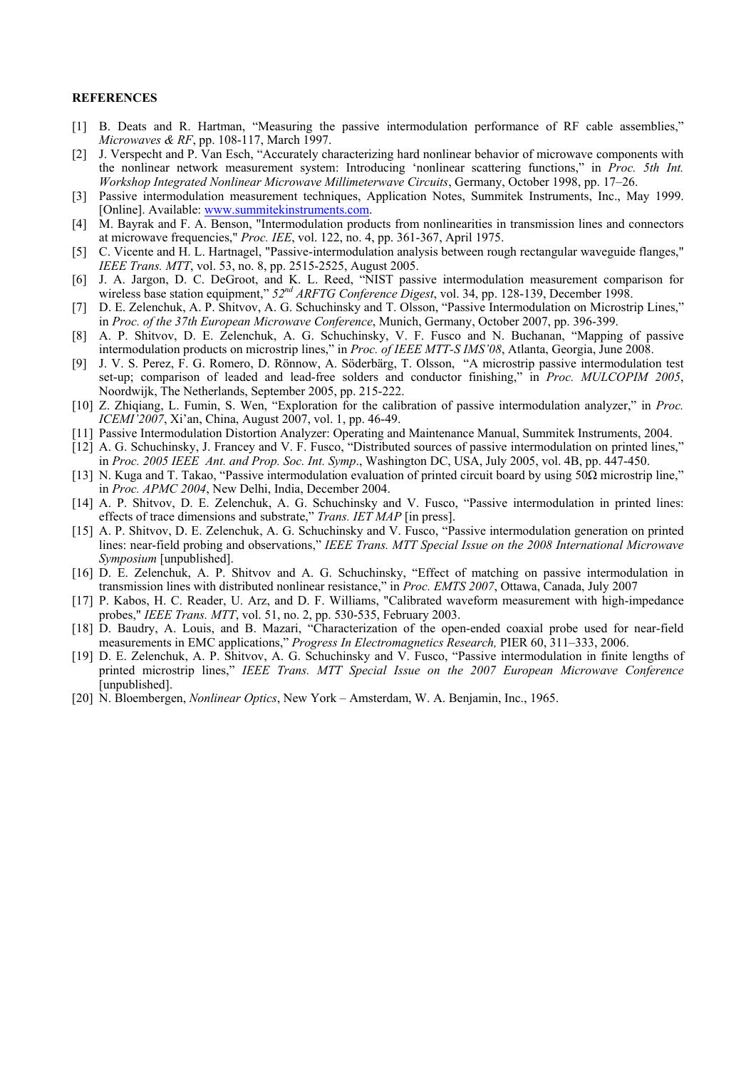**REFERENCES**

[1] B. Deats and R. Hartman, "Measuring the passive intermodulation performance of RF cable assemblies," *Microwaves & RF*, pp. 108-117, March 1997.

[2] J. Verspecht and P. Van Esch, "Accurately characterizing hard nonlinear behavior of microwave components with the nonlinear network measurement system: Introducing 'nonlinear scattering functions," in *Proc. 5th Int. Workshop Integrated Nonlinear Microwave Millimeterwave Circuits*, Germany, October 1998, pp. 17–26.

[3] Passive intermodulation measurement techniques, Application Notes, Summitek Instruments, Inc., May 1999. [Online]. Available: www.summitekinstruments.com.

[4] M. Bayrak and F. A. Benson, "Intermodulation products from nonlinearities in transmission lines and connectors at microwave frequencies," *Proc. IEE*, vol. 122, no. 4, pp. 361-367, April 1975.

[5] C. Vicente and H. L. Hartnagel, "Passive-intermodulation analysis between rough rectangular waveguide flanges," *IEEE Trans. MTT*, vol. 53, no. 8, pp. 2515-2525, August 2005.

[6] J. A. Jargon, D. C. DeGroot, and K. L. Reed, "NIST passive intermodulation measurement comparison for wireless base station equipment," *52nd ARFTG Conference Digest*, vol. 34, pp. 128-139, December 1998.

[7] D. E. Zelenchuk, A. P. Shitvov, A. G. Schuchinsky and T. Olsson, "Passive Intermodulation on Microstrip Lines," in *Proc. of the 37th European Microwave Conference*, Munich, Germany, October 2007, pp. 396-399.

[8] A. P. Shitvov, D. E. Zelenchuk, A. G. Schuchinsky, V. F. Fusco and N. Buchanan, "Mapping of passive intermodulation products on microstrip lines," in *Proc. of IEEE MTT-S IMS'08*, Atlanta, Georgia, June 2008.

[9] J. V. S. Perez, F. G. Romero, D. Rönnow, A. Söderbärg, T. Olsson, "A microstrip passive intermodulation test set-up; comparison of leaded and lead-free solders and conductor finishing," in *Proc. MULCOPIM 2005*, Noordwijk, The Netherlands, September 2005, pp. 215-222.

[10] Z. Zhiqiang, L. Fumin, S. Wen, "Exploration for the calibration of passive intermodulation analyzer," in *Proc. ICEMI'2007*, Xi'an, China, August 2007, vol. 1, pp. 46-49.

[11] Passive Intermodulation Distortion Analyzer: Operating and Maintenance Manual, Summitek Instruments, 2004.

[12] A. G. Schuchinsky, J. Francey and V. F. Fusco, "Distributed sources of passive intermodulation on printed lines," in *Proc. 2005 IEEE Ant. and Prop. Soc. Int. Symp*., Washington DC, USA, July 2005, vol. 4B, pp. 447-450.

[13] N. Kuga and T. Takao, "Passive intermodulation evaluation of printed circuit board by using 50Ω microstrip line," in *Proc. APMC 2004*, New Delhi, India, December 2004.

[14] A. P. Shitvov, D. E. Zelenchuk, A. G. Schuchinsky and V. Fusco, "Passive intermodulation in printed lines: effects of trace dimensions and substrate," *Trans. IET MAP* [in press].

[15] A. P. Shitvov, D. E. Zelenchuk, A. G. Schuchinsky and V. Fusco, "Passive intermodulation generation on printed lines: near-field probing and observations," *IEEE Trans. MTT Special Issue on the 2008 International Microwave Symposium* [unpublished].

[16] D. E. Zelenchuk, A. P. Shitvov and A. G. Schuchinsky, "Effect of matching on passive intermodulation in transmission lines with distributed nonlinear resistance," in *Proc. EMTS 2007*, Ottawa, Canada, July 2007

[17] P. Kabos, H. C. Reader, U. Arz, and D. F. Williams, "Calibrated waveform measurement with high-impedance probes," *IEEE Trans. MTT*, vol. 51, no. 2, pp. 530-535, February 2003.

[18] D. Baudry, A. Louis, and B. Mazari, "Characterization of the open-ended coaxial probe used for near-field measurements in EMC applications," *Progress In Electromagnetics Research,* PIER 60, 311–333, 2006.

[19] D. E. Zelenchuk, A. P. Shitvov, A. G. Schuchinsky and V. Fusco, "Passive intermodulation in finite lengths of printed microstrip lines," *IEEE Trans. MTT Special Issue on the 2007 European Microwave Conference* [unpublished].

[20] N. Bloembergen, *Nonlinear Optics*, New York – Amsterdam, W. A. Benjamin, Inc., 1965.